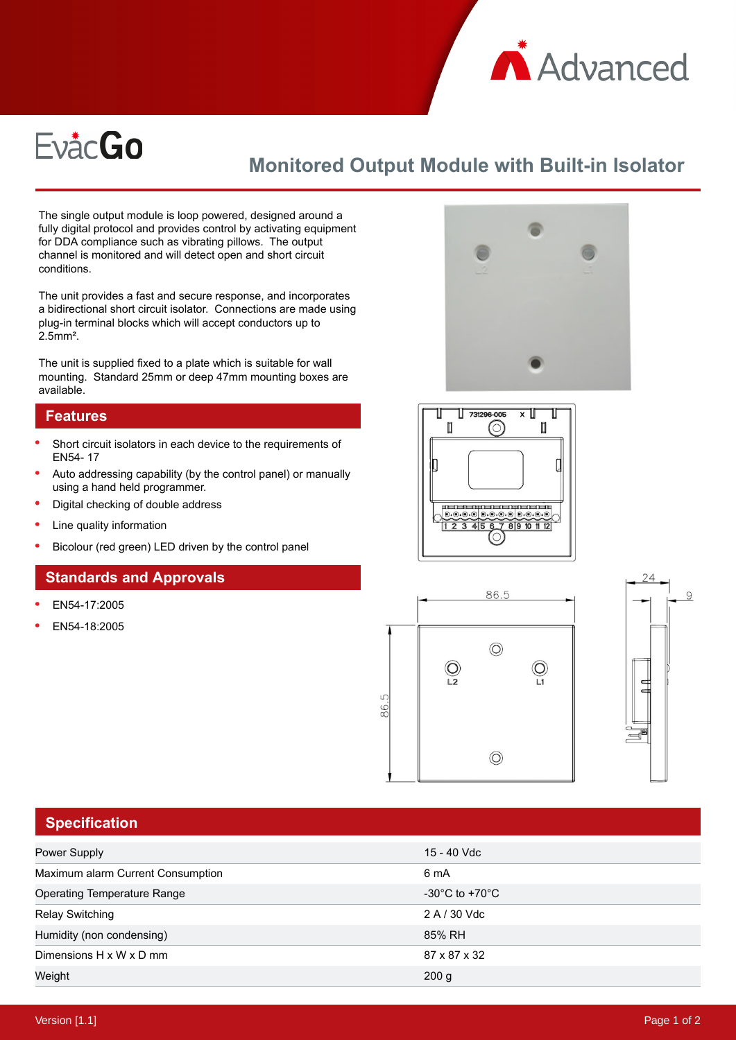# EvacGo

## Monitored Output Module with Built-in Isolator

The single output module is loop powered, designed around a fully digital protocol and provides control by activating equipment for DDA compliance such as vibrating pillows. The output channel is monitored and will detect open and short circuit conditions.

The unit provides a fast and secure response, and incorporates a bidirectional short circuit isolator. Connections are made using plug-in terminal blocks which will accept conductors up to 2.5mm².

The unit is supplied fixed to a plate which is suitable for wall mounting. Standard 25mm or deep 47mm mounting boxes are available.

## Features

- Short circuit isolators in each device to the requirements of EN54- 17
- Auto addressing capability (by the control panel) or manually using a hand held programmer.
- Digital checking of double address
- Line quality information
- Bicolour (red green) LED driven by the control panel

## Standards and Approvals

- EN54-17:2005
- EN54-18:2005

## Specification

| | |
|---|---|
| Power Supply | 15 - 40 Vdc |
| Maximum alarm Current Consumption | 6 mA |
| Operating Temperature Range | -30°C to +70°C |
| Relay Switching | 2 A / 30 Vdc |
| Humidity (non condensing) | 85% RH |
| Dimensions H x W x D mm | 87 x 87 x 32 |
| Weight | 200 g |

Version [1.1]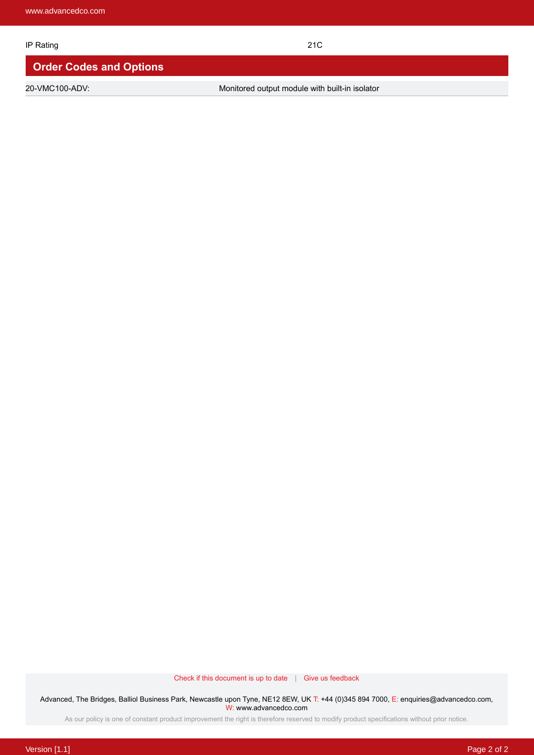| | |
|---|---|
| IP Rating | 21C |

## Order Codes and Options

| | |
|---|---|
| 20-VMC100-ADV: | Monitored output module with built-in isolator |

Check if this document is up to date | Give us feedback

Advanced, The Bridges, Balliol Business Park, Newcastle upon Tyne, NE12 8EW, UK T: +44 (0)345 894 7000, E: enquiries@advancedco.com, W: www.advancedco.com

As our policy is one of constant product improvement the right is therefore reserved to modify product specifications without prior notice.

Version [1.1]